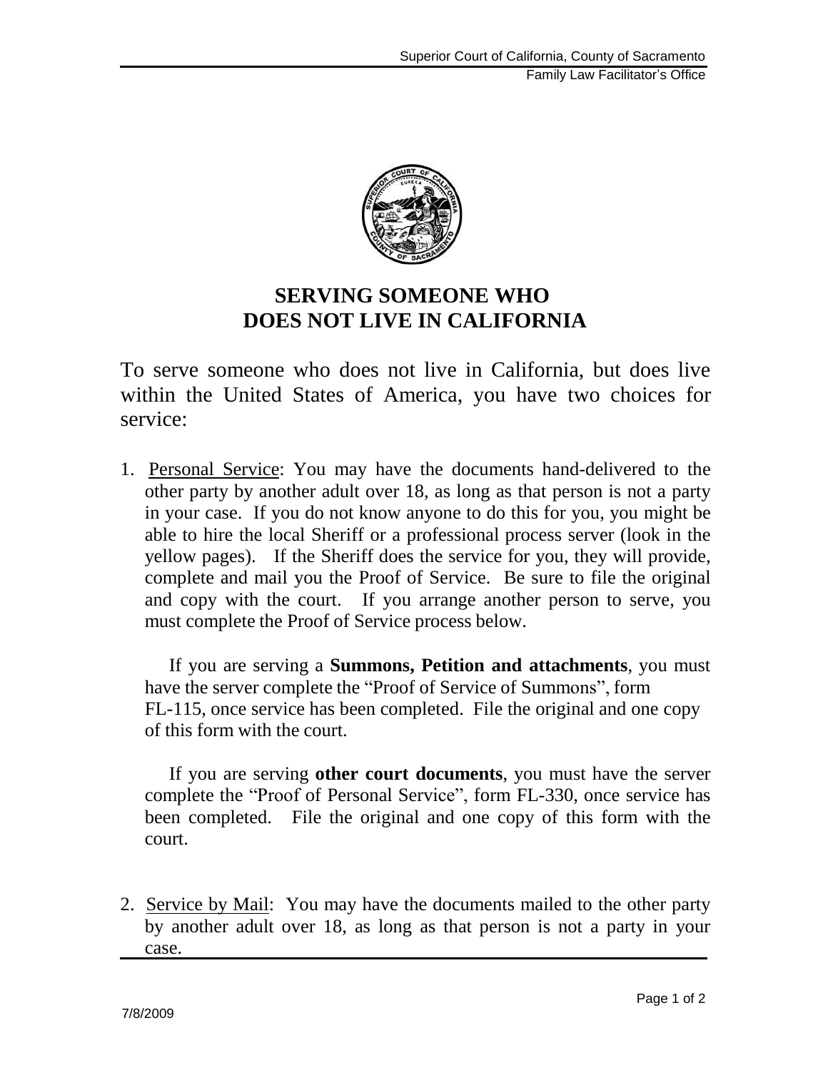# SERVING SOMEONE WHO DOES NOT LIVE IN CALIFORNIA

To serve someone who does not live in California, but does live within the United States of America, you have two choices for service:

1. Personal Service: You may have the documents hand-delivered to the other party by another adult over 18, as long as that person is not a party in your case. If you do not know anyone to do this for you, you might be able to hire the local Sheriff or a professional process server (look in the yellow pages). If the Sheriff does the service for you, they will provide, complete and mail you the Proof of Service. Be sure to file the original and copy with the court. If you arrange another person to serve, you must complete the Proof of Service process below.

   If you are serving a **Summons, Petition and attachments**, you must have the server complete the "Proof of Service of Summons", form FL-115, once service has been completed. File the original and one copy of this form with the court.

   If you are serving **other court documents**, you must have the server complete the "Proof of Personal Service", form FL-330, once service has been completed. File the original and one copy of this form with the court.

2. Service by Mail: You may have the documents mailed to the other party by another adult over 18, as long as that person is not a party in your case.

7/8/2009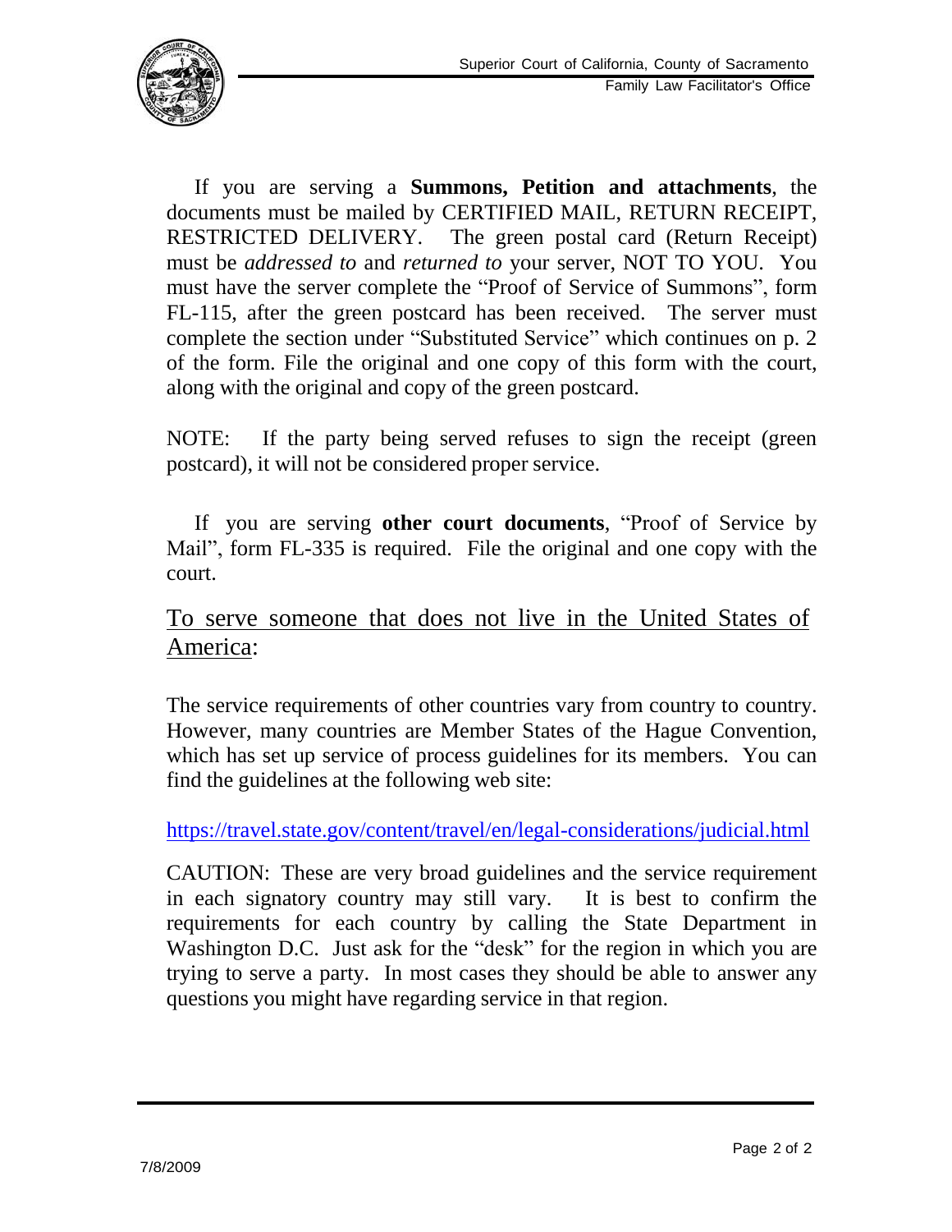If you are serving a **Summons, Petition and attachments**, the documents must be mailed by CERTIFIED MAIL, RETURN RECEIPT, RESTRICTED DELIVERY. The green postal card (Return Receipt) must be *addressed to* and *returned to* your server, NOT TO YOU. You must have the server complete the "Proof of Service of Summons", form FL-115, after the green postcard has been received. The server must complete the section under "Substituted Service" which continues on p. 2 of the form. File the original and one copy of this form with the court, along with the original and copy of the green postcard.

NOTE: If the party being served refuses to sign the receipt (green postcard), it will not be considered proper service.

If you are serving **other court documents**, "Proof of Service by Mail", form FL-335 is required. File the original and one copy with the court.

## To serve someone that does not live in the United States of America:

The service requirements of other countries vary from country to country. However, many countries are Member States of the Hague Convention, which has set up service of process guidelines for its members. You can find the guidelines at the following web site:

https://travel.state.gov/content/travel/en/legal-considerations/judicial.html

CAUTION: These are very broad guidelines and the service requirement in each signatory country may still vary. It is best to confirm the requirements for each country by calling the State Department in Washington D.C. Just ask for the "desk" for the region in which you are trying to serve a party. In most cases they should be able to answer any questions you might have regarding service in that region.

7/8/2009